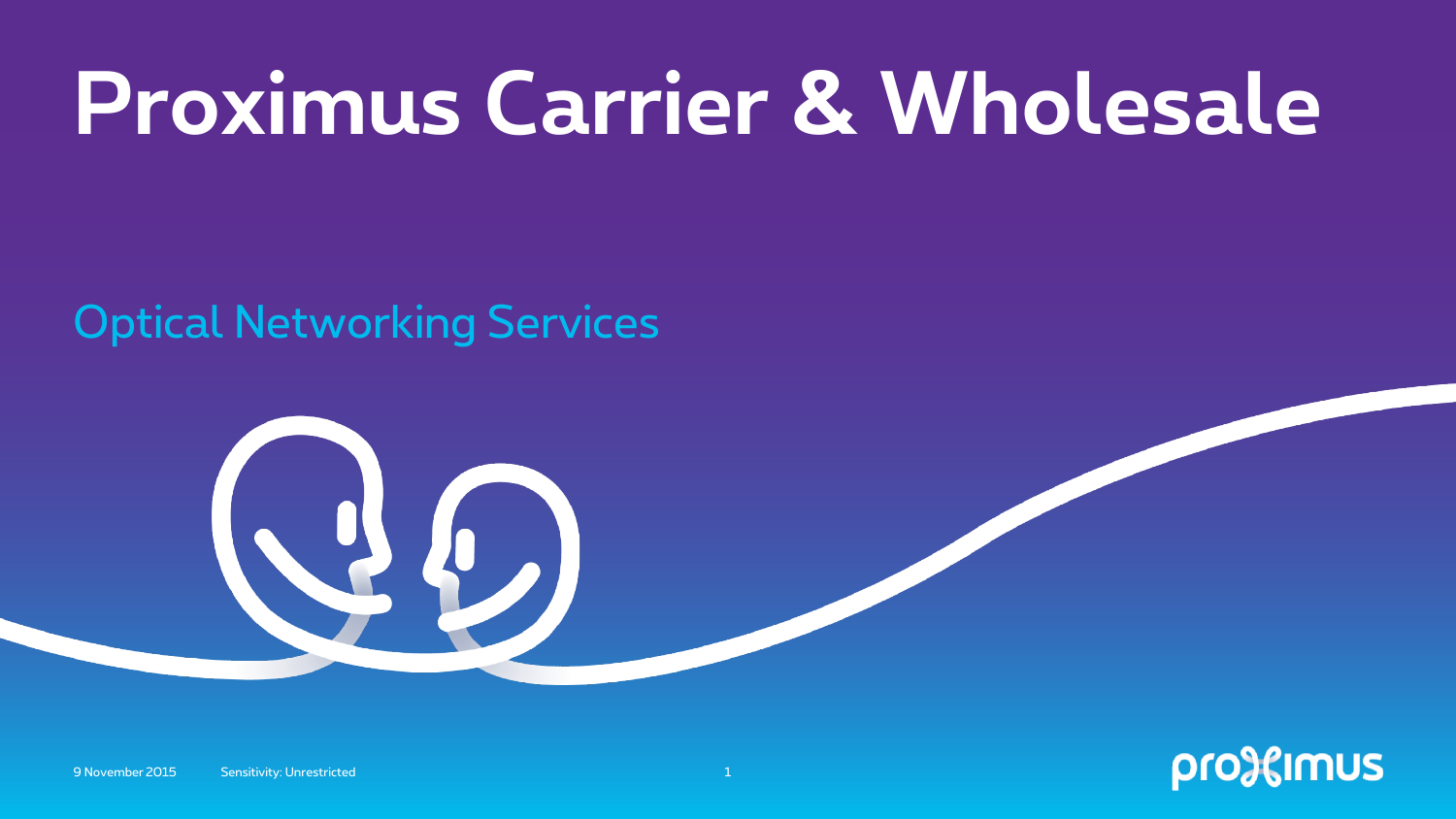# Proximus Carrier & Wholesale

## Optical Networking Services

9 November 2015 Sensitivity: Unrestricted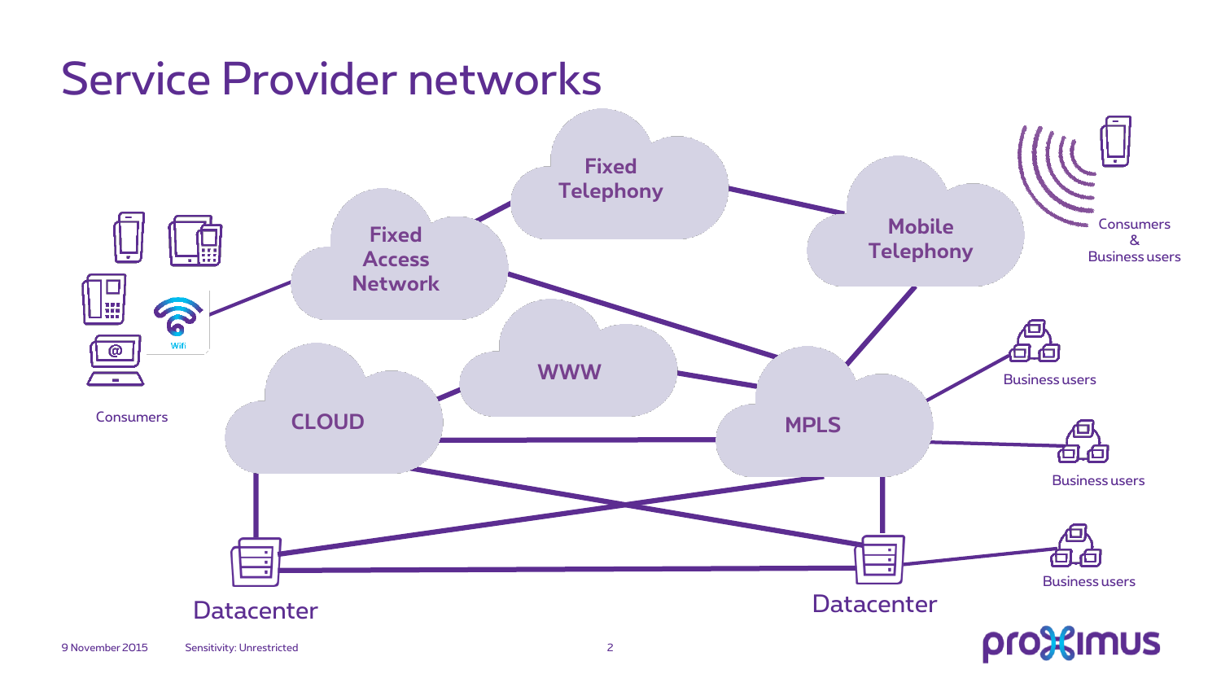# Service Provider networks

Fixed Telephony

Fixed Access Network

Mobile Telephony

Consumers & Business users

WWW

CLOUD

MPLS

Consumers

Business users

Business users

Business users

Datacenter

Datacenter

9 November 2015 Sensitivity: Unrestricted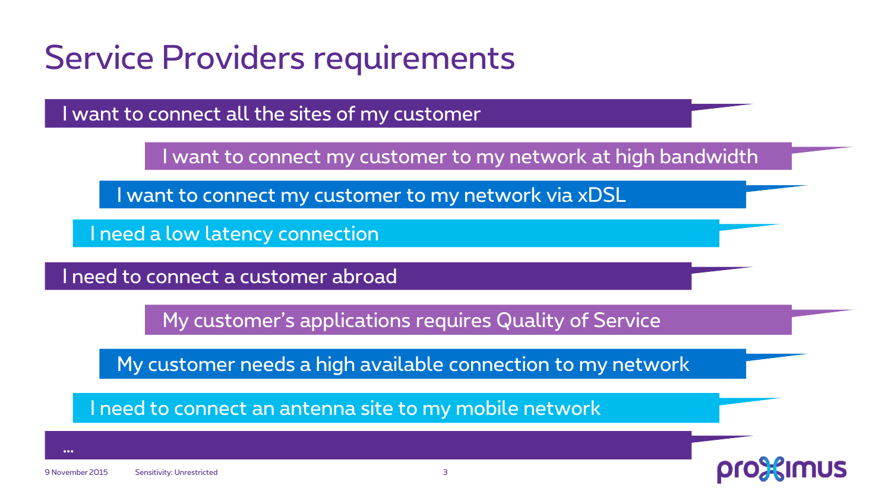# Service Providers requirements

- I want to connect all the sites of my customer
- I want to connect my customer to my network at high bandwidth
- I want to connect my customer to my network via xDSL
- I need a low latency connection
- I need to connect a customer abroad
- My customer's applications requires Quality of Service
- My customer needs a high available connection to my network
- I need to connect an antenna site to my mobile network
- …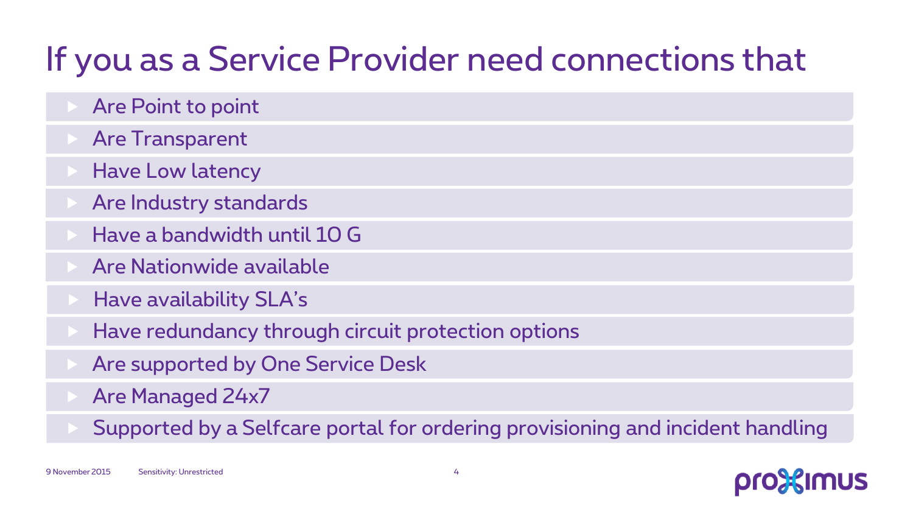# If you as a Service Provider need connections that

- Are Point to point
- Are Transparent
- Have Low latency
- Are Industry standards
- Have a bandwidth until 10 G
- Are Nationwide available
- Have availability SLA's
- Have redundancy through circuit protection options
- Are supported by One Service Desk
- Are Managed 24x7
- Supported by a Selfcare portal for ordering provisioning and incident handling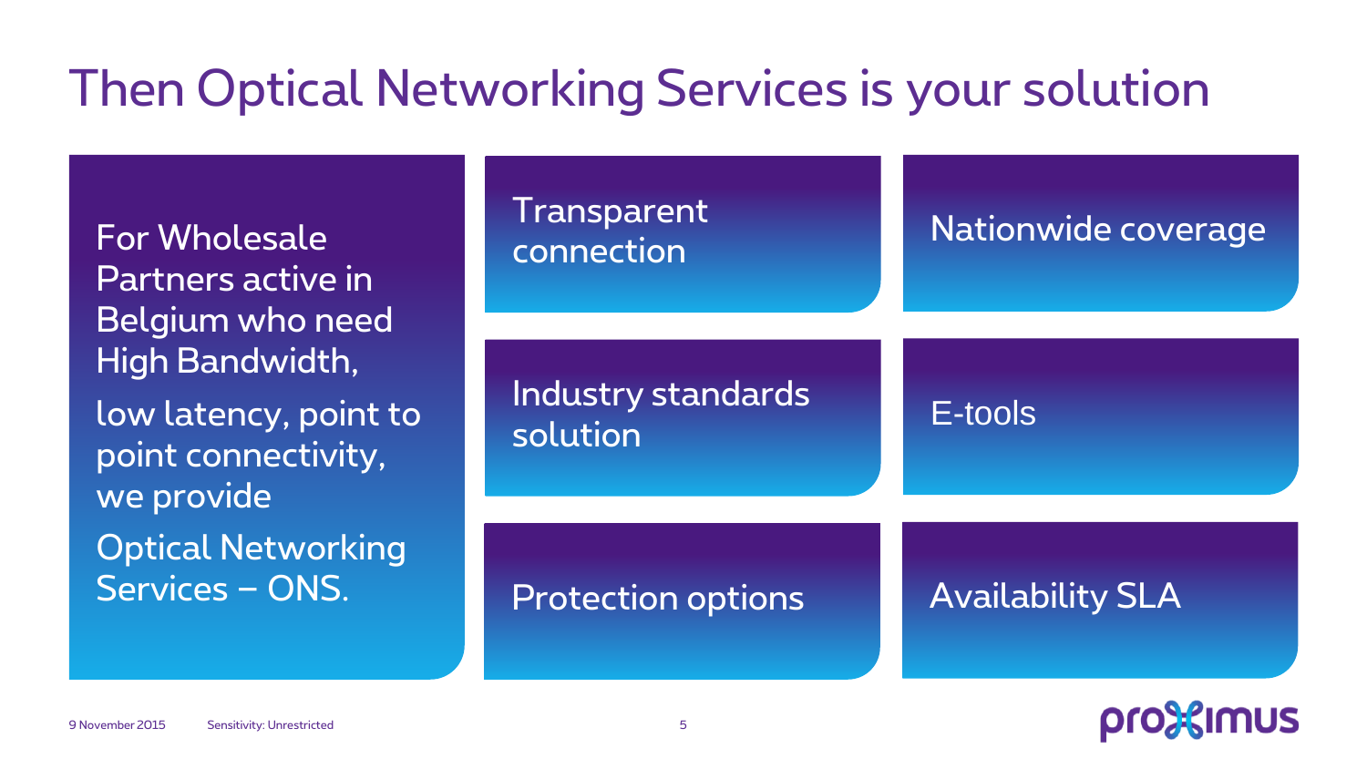# Then Optical Networking Services is your solution

For Wholesale Partners active in Belgium who need High Bandwidth,

low latency, point to point connectivity, we provide

Optical Networking Services – ONS.

- Transparent connection
- Nationwide coverage
- Industry standards solution
- E-tools
- Protection options
- Availability SLA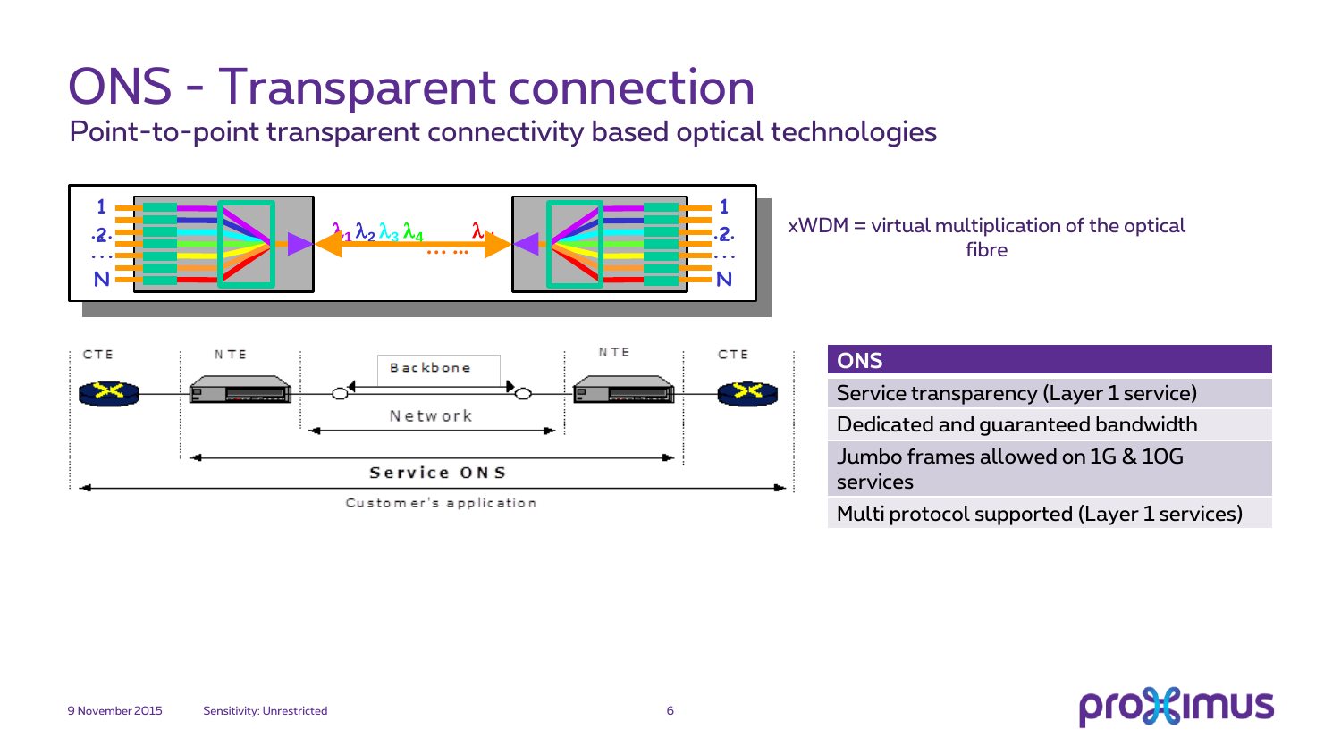# ONS - Transparent connection

## Point-to-point transparent connectivity based optical technologies

xWDM = virtual multiplication of the optical fibre

| ONS |
|---|
| Service transparency (Layer 1 service) |
| Dedicated and guaranteed bandwidth |
| Jumbo frames allowed on 1G & 10G services |
| Multi protocol supported (Layer 1 services) |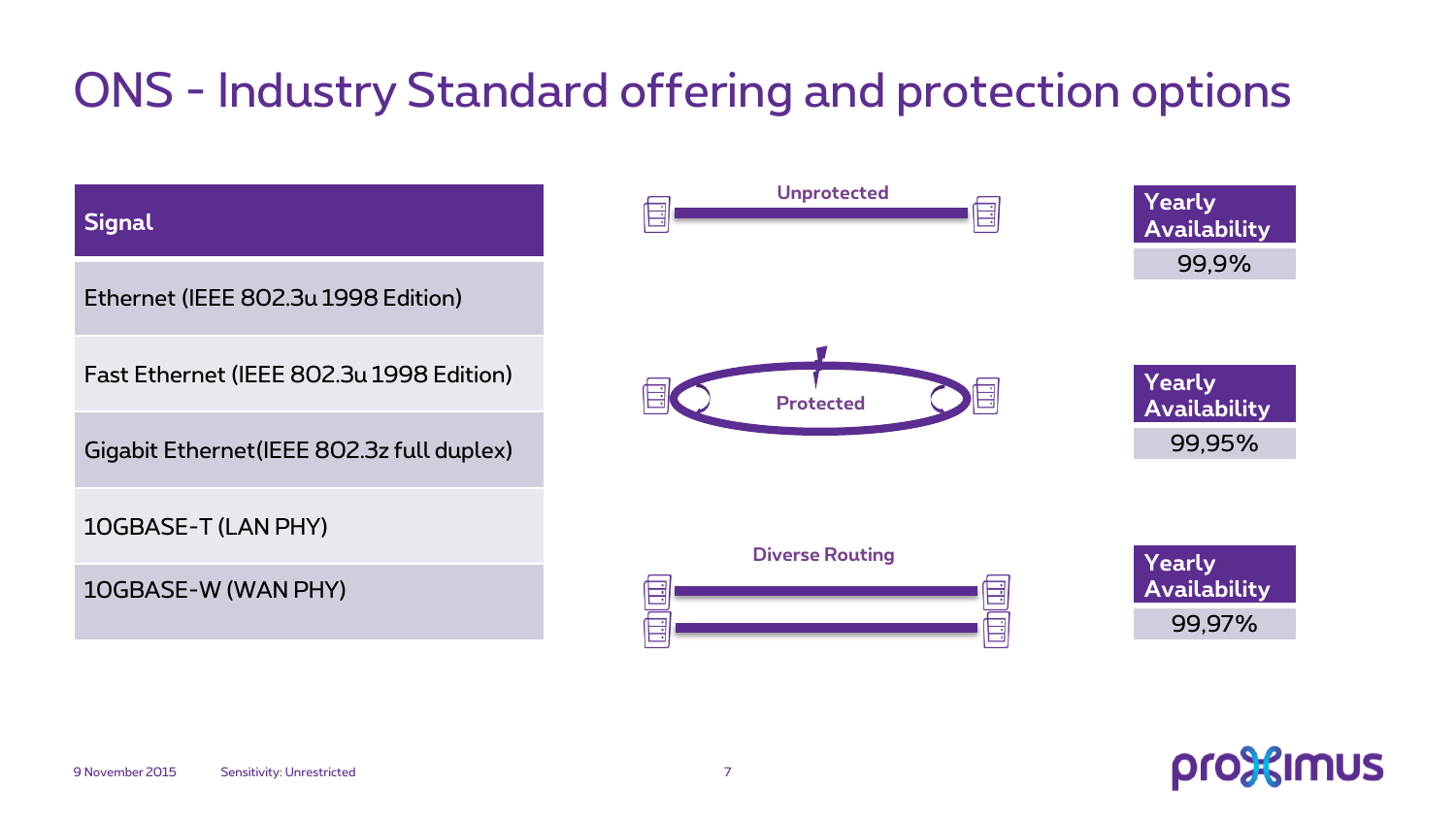# ONS - Industry Standard offering and protection options

| Signal |
| --- |
| Ethernet (IEEE 802.3u 1998 Edition) |
| Fast Ethernet (IEEE 802.3u 1998 Edition) |
| Gigabit Ethernet(IEEE 802.3z full duplex) |
| 10GBASE-T (LAN PHY) |
| 10GBASE-W (WAN PHY) |

| Protection option | Yearly Availability |
| --- | --- |
| Unprotected | 99,9% |
| Protected | 99,95% |
| Diverse Routing | 99,97% |

9 November 2015 Sensitivity: Unrestricted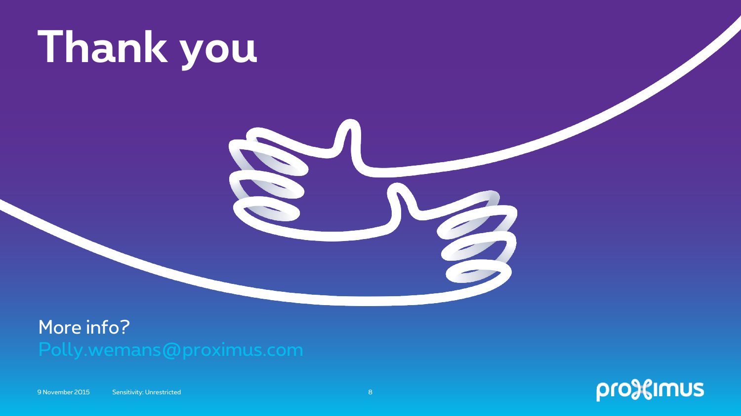# Thank you

More info?
Polly.wemans@proximus.com